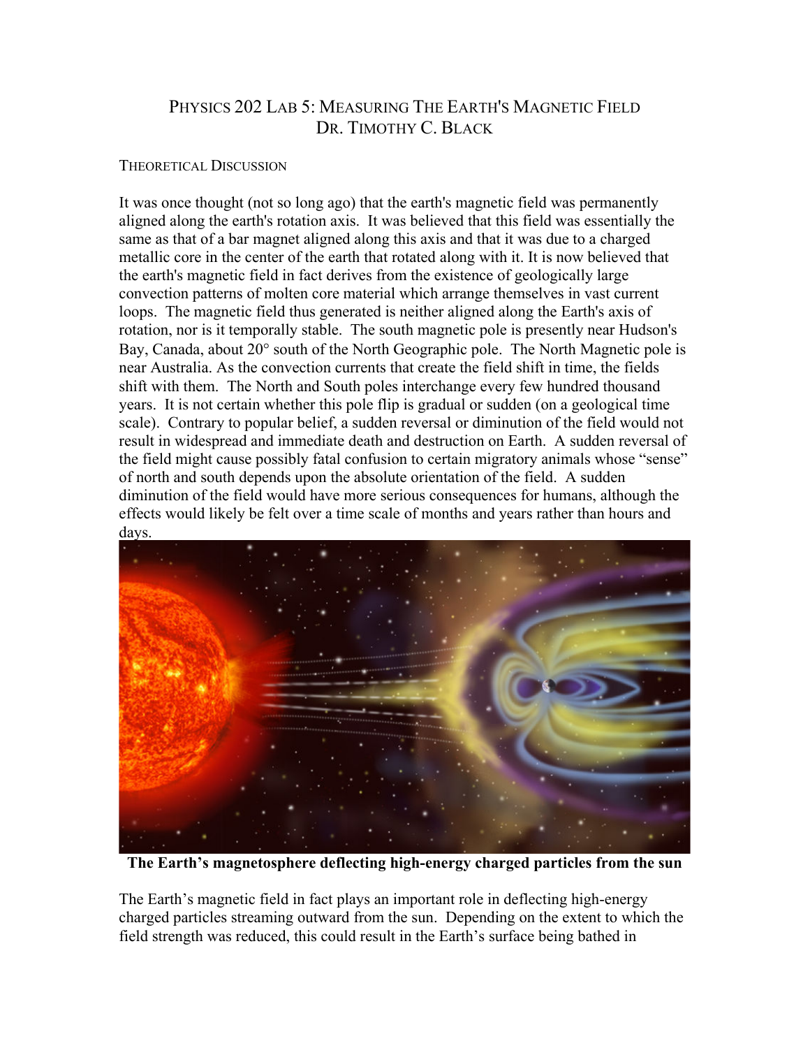# PHYSICS 202 LAB 5: MEASURING THE EARTH'S MAGNETIC FIELD
## DR. TIMOTHY C. BLACK

### THEORETICAL DISCUSSION

It was once thought (not so long ago) that the earth's magnetic field was permanently aligned along the earth's rotation axis. It was believed that this field was essentially the same as that of a bar magnet aligned along this axis and that it was due to a charged metallic core in the center of the earth that rotated along with it. It is now believed that the earth's magnetic field in fact derives from the existence of geologically large convection patterns of molten core material which arrange themselves in vast current loops. The magnetic field thus generated is neither aligned along the Earth's axis of rotation, nor is it temporally stable. The south magnetic pole is presently near Hudson's Bay, Canada, about 20° south of the North Geographic pole. The North Magnetic pole is near Australia. As the convection currents that create the field shift in time, the fields shift with them. The North and South poles interchange every few hundred thousand years. It is not certain whether this pole flip is gradual or sudden (on a geological time scale). Contrary to popular belief, a sudden reversal or diminution of the field would not result in widespread and immediate death and destruction on Earth. A sudden reversal of the field might cause possibly fatal confusion to certain migratory animals whose "sense" of north and south depends upon the absolute orientation of the field. A sudden diminution of the field would have more serious consequences for humans, although the effects would likely be felt over a time scale of months and years rather than hours and days.

**The Earth's magnetosphere deflecting high-energy charged particles from the sun**

The Earth's magnetic field in fact plays an important role in deflecting high-energy charged particles streaming outward from the sun. Depending on the extent to which the field strength was reduced, this could result in the Earth's surface being bathed in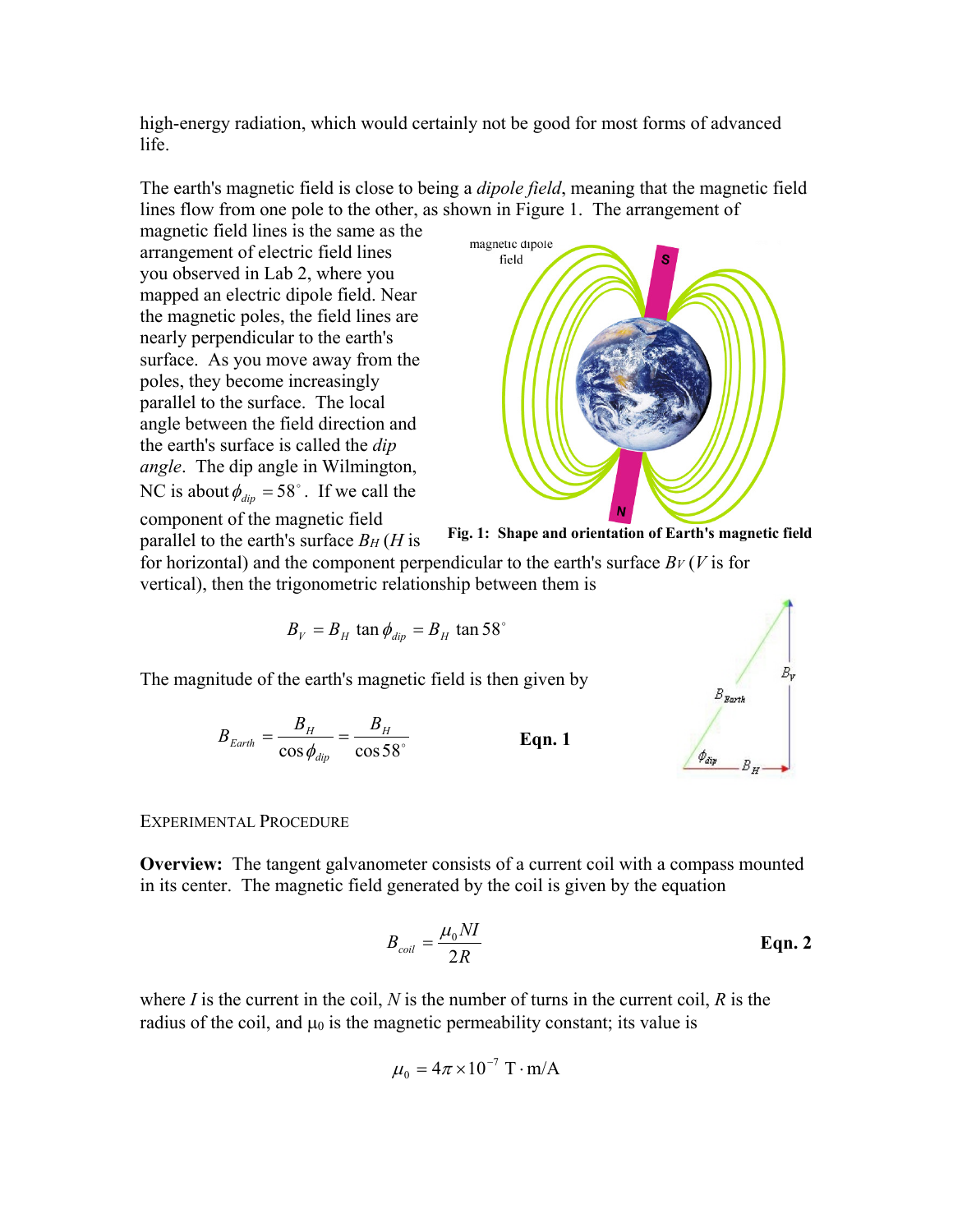high-energy radiation, which would certainly not be good for most forms of advanced life.

The earth's magnetic field is close to being a *dipole field*, meaning that the magnetic field lines flow from one pole to the other, as shown in Figure 1. The arrangement of magnetic field lines is the same as the arrangement of electric field lines you observed in Lab 2, where you mapped an electric dipole field. Near the magnetic poles, the field lines are nearly perpendicular to the earth's surface. As you move away from the poles, they become increasingly parallel to the surface. The local angle between the field direction and the earth's surface is called the *dip angle*. The dip angle in Wilmington, NC is about $\phi_{dip} = 58^\circ$. If we call the component of the magnetic field parallel to the earth's surface $B_H$ ($H$ is for horizontal) and the component perpendicular to the earth's surface $B_V$ ($V$ is for vertical), then the trigonometric relationship between them is

**Fig. 1: Shape and orientation of Earth's magnetic field**

$$B_V = B_H \tan\phi_{dip} = B_H \tan 58^\circ$$

The magnitude of the earth's magnetic field is then given by

$$B_{Earth} = \frac{B_H}{\cos\phi_{dip}} = \frac{B_H}{\cos 58^\circ} \qquad \textbf{Eqn. 1}$$

EXPERIMENTAL PROCEDURE

**Overview:** The tangent galvanometer consists of a current coil with a compass mounted in its center. The magnetic field generated by the coil is given by the equation

$$B_{coil} = \frac{\mu_0 N I}{2R} \qquad \textbf{Eqn. 2}$$

where $I$ is the current in the coil, $N$ is the number of turns in the current coil, $R$ is the radius of the coil, and $\mu_0$ is the magnetic permeability constant; its value is

$$\mu_0 = 4\pi \times 10^{-7}\ \text{T}\cdot\text{m/A}$$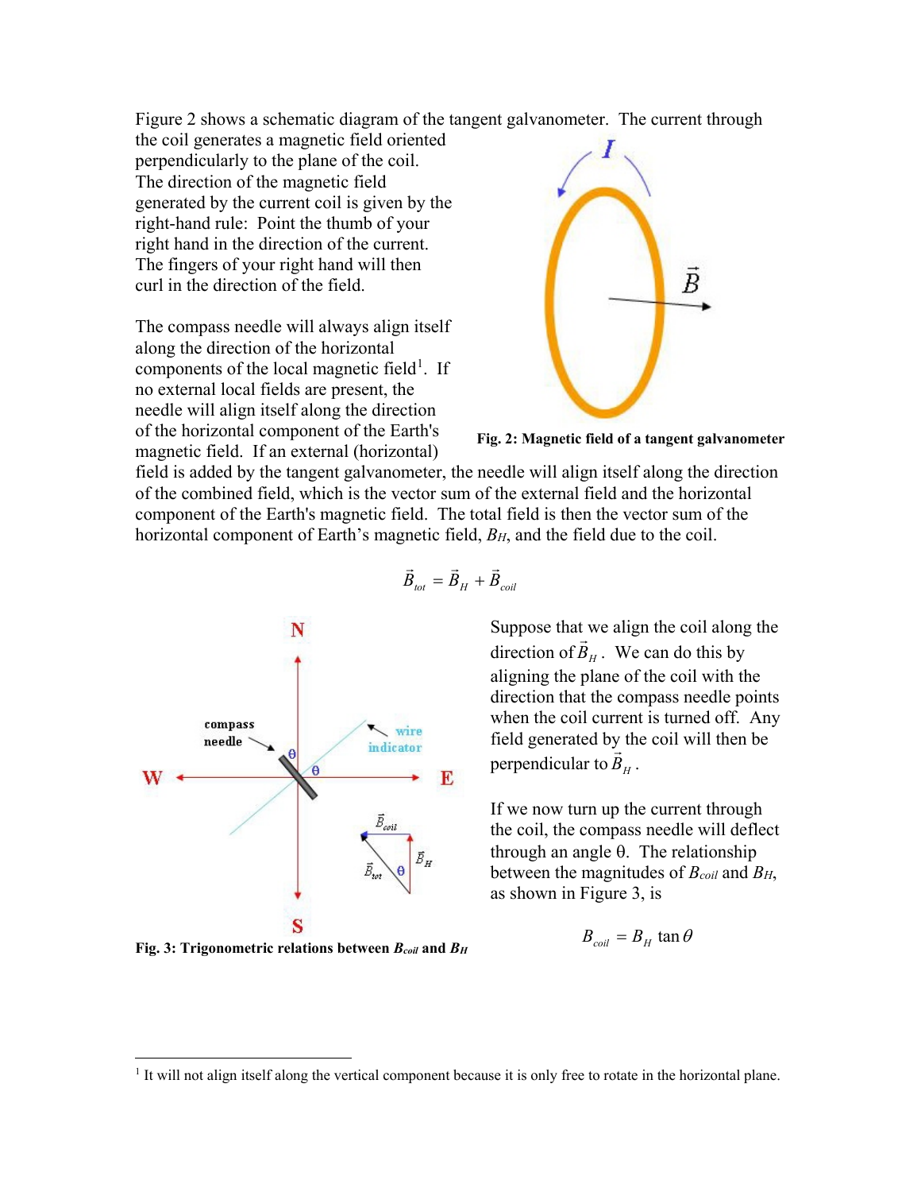Figure 2 shows a schematic diagram of the tangent galvanometer. The current through the coil generates a magnetic field oriented perpendicularly to the plane of the coil. The direction of the magnetic field generated by the current coil is given by the right-hand rule: Point the thumb of your right hand in the direction of the current. The fingers of your right hand will then curl in the direction of the field.

**Fig. 2: Magnetic field of a tangent galvanometer**

The compass needle will always align itself along the direction of the horizontal components of the local magnetic field[1]. If no external local fields are present, the needle will align itself along the direction of the horizontal component of the Earth's magnetic field. If an external (horizontal) field is added by the tangent galvanometer, the needle will align itself along the direction of the combined field, which is the vector sum of the external field and the horizontal component of the Earth's magnetic field. The total field is then the vector sum of the horizontal component of Earth's magnetic field, $B_H$, and the field due to the coil.

$$\vec{B}_{tot} = \vec{B}_H + \vec{B}_{coil}$$

Suppose that we align the coil along the direction of $\vec{B}_H$. We can do this by aligning the plane of the coil with the direction that the compass needle points when the coil current is turned off. Any field generated by the coil will then be perpendicular to $\vec{B}_H$.

If we now turn up the current through the coil, the compass needle will deflect through an angle θ. The relationship between the magnitudes of $B_{coil}$ and $B_H$, as shown in Figure 3, is

$$B_{coil} = B_H \tan\theta$$

**Fig. 3: Trigonometric relations between $B_{coil}$ and $B_H$**

[1] It will not align itself along the vertical component because it is only free to rotate in the horizontal plane.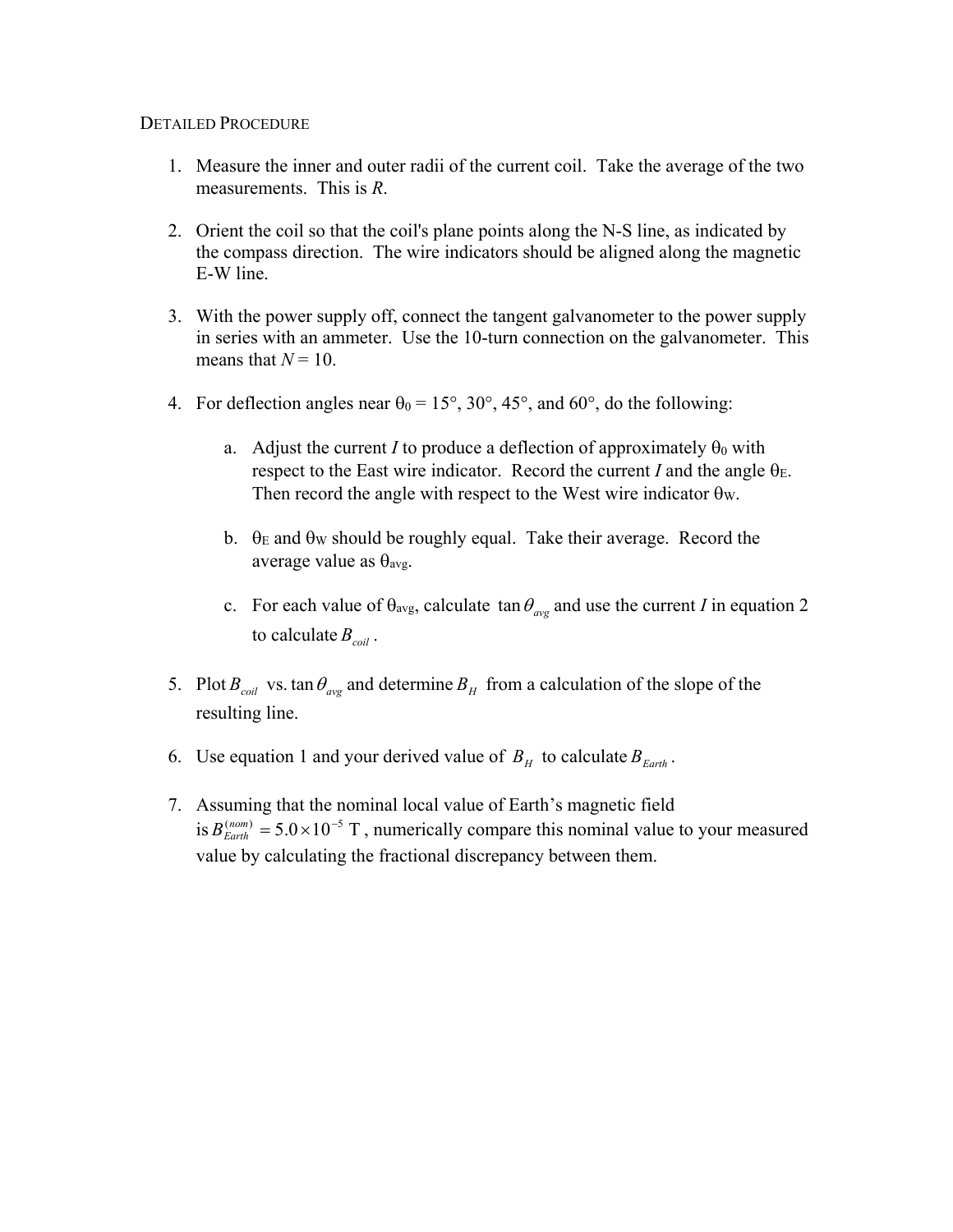## Detailed Procedure

1. Measure the inner and outer radii of the current coil. Take the average of the two measurements. This is $R$.

2. Orient the coil so that the coil's plane points along the N-S line, as indicated by the compass direction. The wire indicators should be aligned along the magnetic E-W line.

3. With the power supply off, connect the tangent galvanometer to the power supply in series with an ammeter. Use the 10-turn connection on the galvanometer. This means that $N = 10$.

4. For deflection angles near $\theta_0 = 15°$, $30°$, $45°$, and $60°$, do the following:

    a. Adjust the current $I$ to produce a deflection of approximately $\theta_0$ with respect to the East wire indicator. Record the current $I$ and the angle $\theta_E$. Then record the angle with respect to the West wire indicator $\theta_W$.

    b. $\theta_E$ and $\theta_W$ should be roughly equal. Take their average. Record the average value as $\theta_{avg}$.

    c. For each value of $\theta_{avg}$, calculate $\tan\theta_{avg}$ and use the current $I$ in equation 2 to calculate $B_{coil}$.

5. Plot $B_{coil}$ vs. $\tan\theta_{avg}$ and determine $B_H$ from a calculation of the slope of the resulting line.

6. Use equation 1 and your derived value of $B_H$ to calculate $B_{Earth}$.

7. Assuming that the nominal local value of Earth's magnetic field is $B_{Earth}^{(nom)} = 5.0 \times 10^{-5}$ T, numerically compare this nominal value to your measured value by calculating the fractional discrepancy between them.